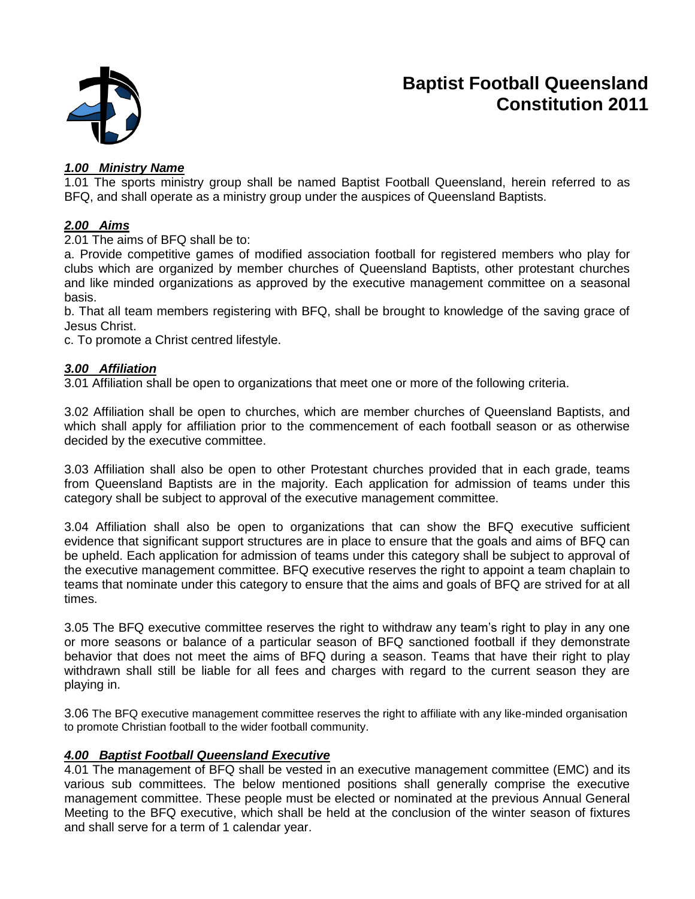# Baptist Football Queensland Constitution 2011

### ***1.00 Ministry Name***

1.01 The sports ministry group shall be named Baptist Football Queensland, herein referred to as BFQ, and shall operate as a ministry group under the auspices of Queensland Baptists.

### ***2.00 Aims***

2.01 The aims of BFQ shall be to:

a. Provide competitive games of modified association football for registered members who play for clubs which are organized by member churches of Queensland Baptists, other protestant churches and like minded organizations as approved by the executive management committee on a seasonal basis.

b. That all team members registering with BFQ, shall be brought to knowledge of the saving grace of Jesus Christ.

c. To promote a Christ centred lifestyle.

### ***3.00 Affiliation***

3.01 Affiliation shall be open to organizations that meet one or more of the following criteria.

3.02 Affiliation shall be open to churches, which are member churches of Queensland Baptists, and which shall apply for affiliation prior to the commencement of each football season or as otherwise decided by the executive committee.

3.03 Affiliation shall also be open to other Protestant churches provided that in each grade, teams from Queensland Baptists are in the majority. Each application for admission of teams under this category shall be subject to approval of the executive management committee.

3.04 Affiliation shall also be open to organizations that can show the BFQ executive sufficient evidence that significant support structures are in place to ensure that the goals and aims of BFQ can be upheld. Each application for admission of teams under this category shall be subject to approval of the executive management committee. BFQ executive reserves the right to appoint a team chaplain to teams that nominate under this category to ensure that the aims and goals of BFQ are strived for at all times.

3.05 The BFQ executive committee reserves the right to withdraw any team's right to play in any one or more seasons or balance of a particular season of BFQ sanctioned football if they demonstrate behavior that does not meet the aims of BFQ during a season. Teams that have their right to play withdrawn shall still be liable for all fees and charges with regard to the current season they are playing in.

3.06 The BFQ executive management committee reserves the right to affiliate with any like-minded organisation to promote Christian football to the wider football community.

### ***4.00 Baptist Football Queensland Executive***

4.01 The management of BFQ shall be vested in an executive management committee (EMC) and its various sub committees. The below mentioned positions shall generally comprise the executive management committee. These people must be elected or nominated at the previous Annual General Meeting to the BFQ executive, which shall be held at the conclusion of the winter season of fixtures and shall serve for a term of 1 calendar year.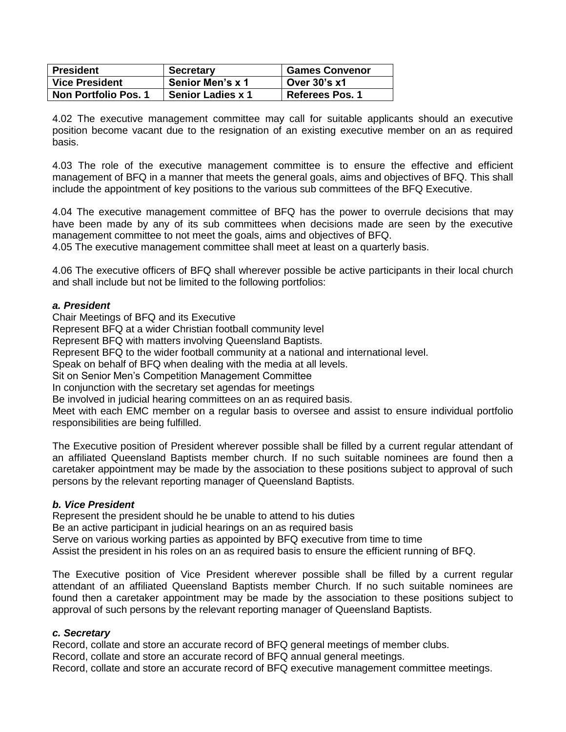| | | |
|---|---|---|
| **President** | **Secretary** | **Games Convenor** |
| **Vice President** | **Senior Men's x 1** | **Over 30's x1** |
| **Non Portfolio Pos. 1** | **Senior Ladies x 1** | **Referees Pos. 1** |

4.02 The executive management committee may call for suitable applicants should an executive position become vacant due to the resignation of an existing executive member on an as required basis.

4.03 The role of the executive management committee is to ensure the effective and efficient management of BFQ in a manner that meets the general goals, aims and objectives of BFQ. This shall include the appointment of key positions to the various sub committees of the BFQ Executive.

4.04 The executive management committee of BFQ has the power to overrule decisions that may have been made by any of its sub committees when decisions made are seen by the executive management committee to not meet the goals, aims and objectives of BFQ.
4.05 The executive management committee shall meet at least on a quarterly basis.

4.06 The executive officers of BFQ shall wherever possible be active participants in their local church and shall include but not be limited to the following portfolios:

***a. President***

Chair Meetings of BFQ and its Executive
Represent BFQ at a wider Christian football community level
Represent BFQ with matters involving Queensland Baptists.
Represent BFQ to the wider football community at a national and international level.
Speak on behalf of BFQ when dealing with the media at all levels.
Sit on Senior Men's Competition Management Committee
In conjunction with the secretary set agendas for meetings
Be involved in judicial hearing committees on an as required basis.
Meet with each EMC member on a regular basis to oversee and assist to ensure individual portfolio responsibilities are being fulfilled.

The Executive position of President wherever possible shall be filled by a current regular attendant of an affiliated Queensland Baptists member church. If no such suitable nominees are found then a caretaker appointment may be made by the association to these positions subject to approval of such persons by the relevant reporting manager of Queensland Baptists.

***b. Vice President***

Represent the president should he be unable to attend to his duties
Be an active participant in judicial hearings on an as required basis
Serve on various working parties as appointed by BFQ executive from time to time
Assist the president in his roles on an as required basis to ensure the efficient running of BFQ.

The Executive position of Vice President wherever possible shall be filled by a current regular attendant of an affiliated Queensland Baptists member Church. If no such suitable nominees are found then a caretaker appointment may be made by the association to these positions subject to approval of such persons by the relevant reporting manager of Queensland Baptists.

***c. Secretary***

Record, collate and store an accurate record of BFQ general meetings of member clubs.
Record, collate and store an accurate record of BFQ annual general meetings.
Record, collate and store an accurate record of BFQ executive management committee meetings.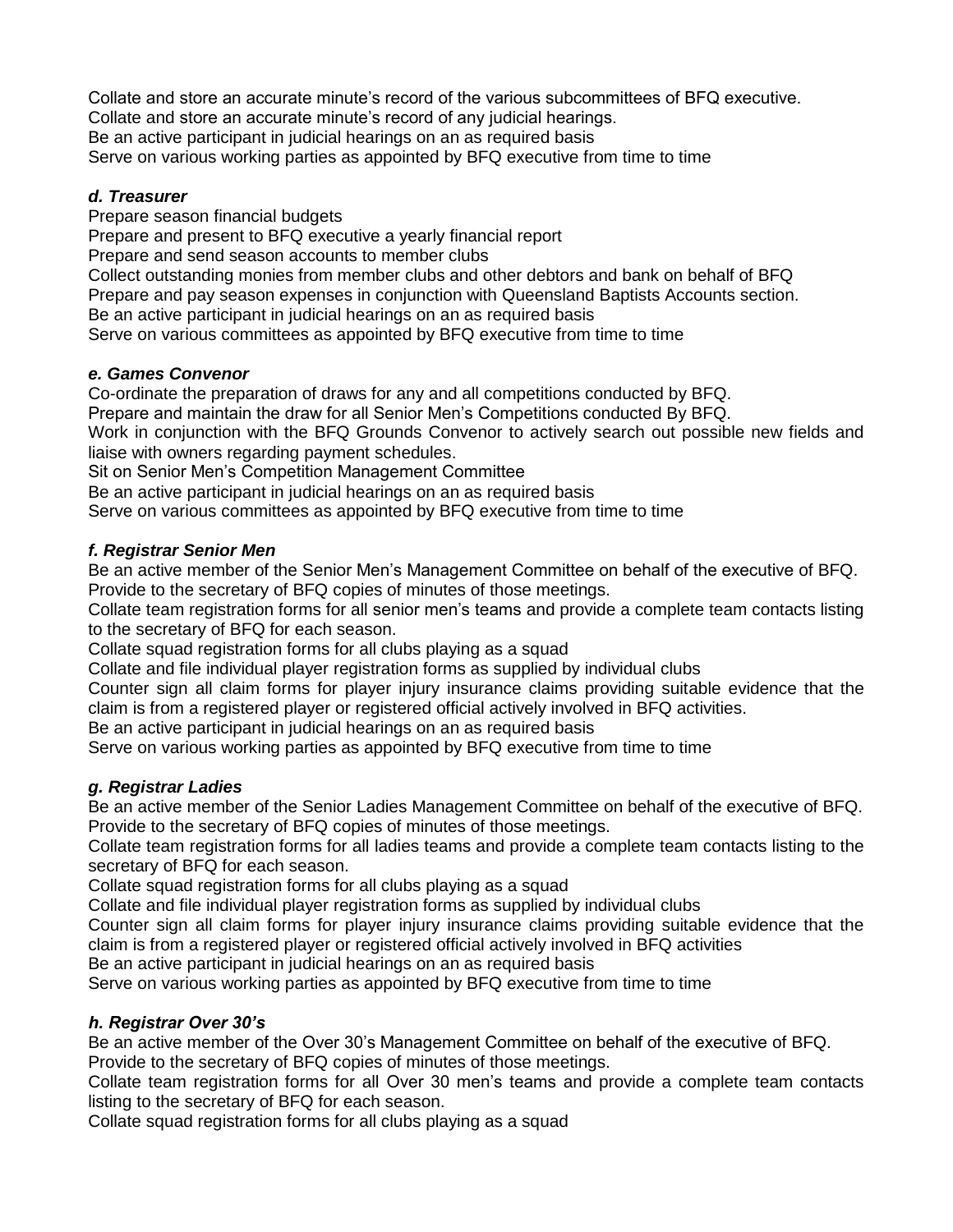Collate and store an accurate minute's record of the various subcommittees of BFQ executive.
Collate and store an accurate minute's record of any judicial hearings.
Be an active participant in judicial hearings on an as required basis
Serve on various working parties as appointed by BFQ executive from time to time

***d. Treasurer***

Prepare season financial budgets
Prepare and present to BFQ executive a yearly financial report
Prepare and send season accounts to member clubs
Collect outstanding monies from member clubs and other debtors and bank on behalf of BFQ
Prepare and pay season expenses in conjunction with Queensland Baptists Accounts section.
Be an active participant in judicial hearings on an as required basis
Serve on various committees as appointed by BFQ executive from time to time

***e. Games Convenor***

Co-ordinate the preparation of draws for any and all competitions conducted by BFQ.
Prepare and maintain the draw for all Senior Men's Competitions conducted By BFQ.
Work in conjunction with the BFQ Grounds Convenor to actively search out possible new fields and liaise with owners regarding payment schedules.
Sit on Senior Men's Competition Management Committee
Be an active participant in judicial hearings on an as required basis
Serve on various committees as appointed by BFQ executive from time to time

***f. Registrar Senior Men***

Be an active member of the Senior Men's Management Committee on behalf of the executive of BFQ.
Provide to the secretary of BFQ copies of minutes of those meetings.
Collate team registration forms for all senior men's teams and provide a complete team contacts listing to the secretary of BFQ for each season.
Collate squad registration forms for all clubs playing as a squad
Collate and file individual player registration forms as supplied by individual clubs
Counter sign all claim forms for player injury insurance claims providing suitable evidence that the claim is from a registered player or registered official actively involved in BFQ activities.
Be an active participant in judicial hearings on an as required basis
Serve on various working parties as appointed by BFQ executive from time to time

***g. Registrar Ladies***

Be an active member of the Senior Ladies Management Committee on behalf of the executive of BFQ.
Provide to the secretary of BFQ copies of minutes of those meetings.
Collate team registration forms for all ladies teams and provide a complete team contacts listing to the secretary of BFQ for each season.
Collate squad registration forms for all clubs playing as a squad
Collate and file individual player registration forms as supplied by individual clubs
Counter sign all claim forms for player injury insurance claims providing suitable evidence that the claim is from a registered player or registered official actively involved in BFQ activities
Be an active participant in judicial hearings on an as required basis
Serve on various working parties as appointed by BFQ executive from time to time

***h. Registrar Over 30's***

Be an active member of the Over 30's Management Committee on behalf of the executive of BFQ.
Provide to the secretary of BFQ copies of minutes of those meetings.
Collate team registration forms for all Over 30 men's teams and provide a complete team contacts listing to the secretary of BFQ for each season.
Collate squad registration forms for all clubs playing as a squad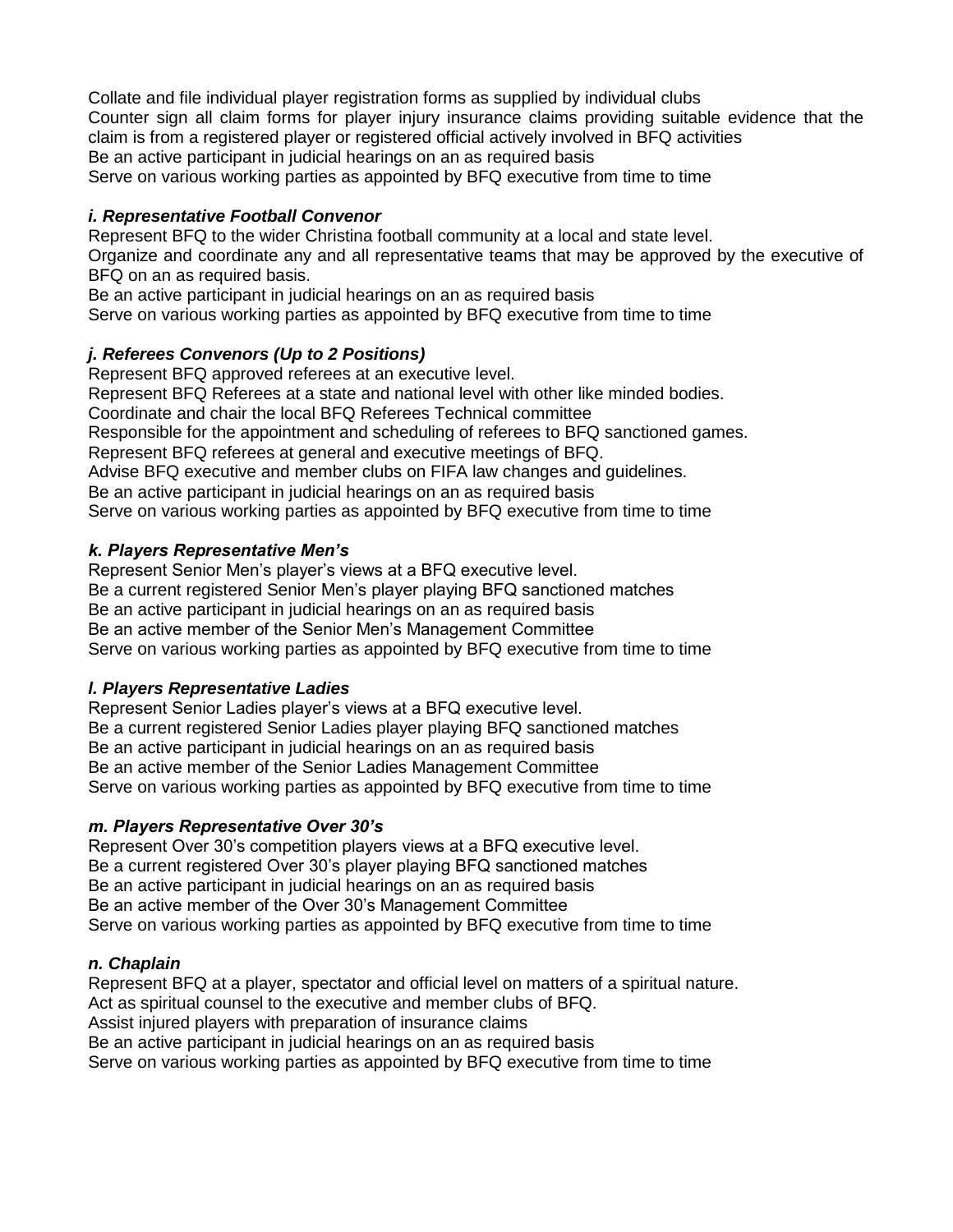Collate and file individual player registration forms as supplied by individual clubs
Counter sign all claim forms for player injury insurance claims providing suitable evidence that the claim is from a registered player or registered official actively involved in BFQ activities
Be an active participant in judicial hearings on an as required basis
Serve on various working parties as appointed by BFQ executive from time to time

***i. Representative Football Convenor***

Represent BFQ to the wider Christina football community at a local and state level.
Organize and coordinate any and all representative teams that may be approved by the executive of BFQ on an as required basis.
Be an active participant in judicial hearings on an as required basis
Serve on various working parties as appointed by BFQ executive from time to time

***j. Referees Convenors (Up to 2 Positions)***

Represent BFQ approved referees at an executive level.
Represent BFQ Referees at a state and national level with other like minded bodies.
Coordinate and chair the local BFQ Referees Technical committee
Responsible for the appointment and scheduling of referees to BFQ sanctioned games.
Represent BFQ referees at general and executive meetings of BFQ.
Advise BFQ executive and member clubs on FIFA law changes and guidelines.
Be an active participant in judicial hearings on an as required basis
Serve on various working parties as appointed by BFQ executive from time to time

***k. Players Representative Men's***

Represent Senior Men's player's views at a BFQ executive level.
Be a current registered Senior Men's player playing BFQ sanctioned matches
Be an active participant in judicial hearings on an as required basis
Be an active member of the Senior Men's Management Committee
Serve on various working parties as appointed by BFQ executive from time to time

***l. Players Representative Ladies***

Represent Senior Ladies player's views at a BFQ executive level.
Be a current registered Senior Ladies player playing BFQ sanctioned matches
Be an active participant in judicial hearings on an as required basis
Be an active member of the Senior Ladies Management Committee
Serve on various working parties as appointed by BFQ executive from time to time

***m. Players Representative Over 30's***

Represent Over 30's competition players views at a BFQ executive level.
Be a current registered Over 30's player playing BFQ sanctioned matches
Be an active participant in judicial hearings on an as required basis
Be an active member of the Over 30's Management Committee
Serve on various working parties as appointed by BFQ executive from time to time

***n. Chaplain***

Represent BFQ at a player, spectator and official level on matters of a spiritual nature.
Act as spiritual counsel to the executive and member clubs of BFQ.
Assist injured players with preparation of insurance claims
Be an active participant in judicial hearings on an as required basis
Serve on various working parties as appointed by BFQ executive from time to time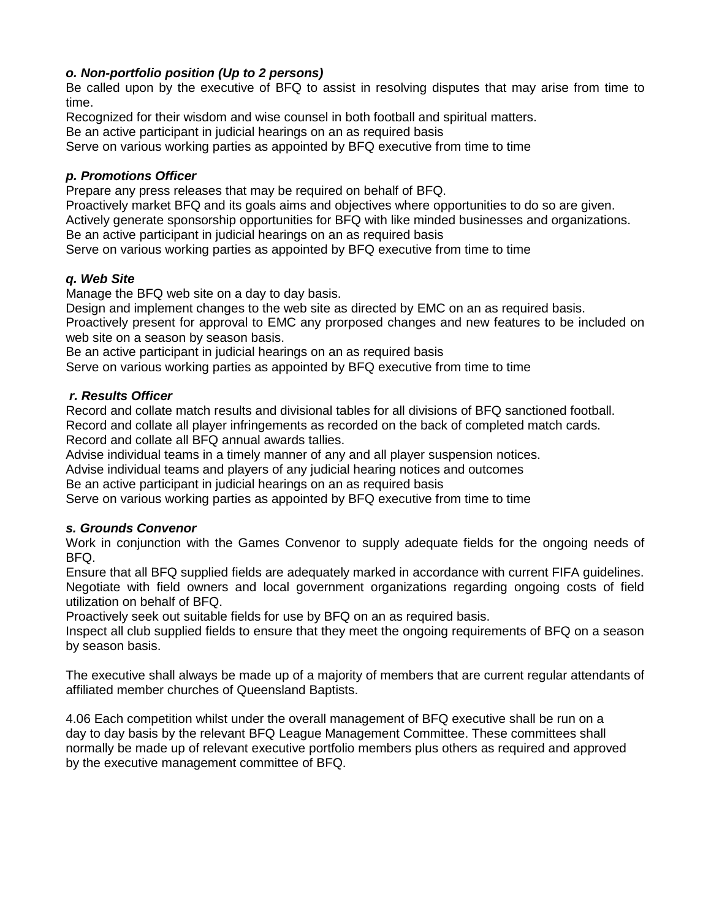***o. Non-portfolio position (Up to 2 persons)***

Be called upon by the executive of BFQ to assist in resolving disputes that may arise from time to time.

Recognized for their wisdom and wise counsel in both football and spiritual matters.

Be an active participant in judicial hearings on an as required basis

Serve on various working parties as appointed by BFQ executive from time to time

***p. Promotions Officer***

Prepare any press releases that may be required on behalf of BFQ.

Proactively market BFQ and its goals aims and objectives where opportunities to do so are given.

Actively generate sponsorship opportunities for BFQ with like minded businesses and organizations.

Be an active participant in judicial hearings on an as required basis

Serve on various working parties as appointed by BFQ executive from time to time

***q. Web Site***

Manage the BFQ web site on a day to day basis.

Design and implement changes to the web site as directed by EMC on an as required basis.

Proactively present for approval to EMC any prorposed changes and new features to be included on web site on a season by season basis.

Be an active participant in judicial hearings on an as required basis

Serve on various working parties as appointed by BFQ executive from time to time

***r. Results Officer***

Record and collate match results and divisional tables for all divisions of BFQ sanctioned football.

Record and collate all player infringements as recorded on the back of completed match cards.

Record and collate all BFQ annual awards tallies.

Advise individual teams in a timely manner of any and all player suspension notices.

Advise individual teams and players of any judicial hearing notices and outcomes

Be an active participant in judicial hearings on an as required basis

Serve on various working parties as appointed by BFQ executive from time to time

***s. Grounds Convenor***

Work in conjunction with the Games Convenor to supply adequate fields for the ongoing needs of BFQ.

Ensure that all BFQ supplied fields are adequately marked in accordance with current FIFA guidelines.

Negotiate with field owners and local government organizations regarding ongoing costs of field utilization on behalf of BFQ.

Proactively seek out suitable fields for use by BFQ on an as required basis.

Inspect all club supplied fields to ensure that they meet the ongoing requirements of BFQ on a season by season basis.

The executive shall always be made up of a majority of members that are current regular attendants of affiliated member churches of Queensland Baptists.

4.06 Each competition whilst under the overall management of BFQ executive shall be run on a day to day basis by the relevant BFQ League Management Committee. These committees shall normally be made up of relevant executive portfolio members plus others as required and approved by the executive management committee of BFQ.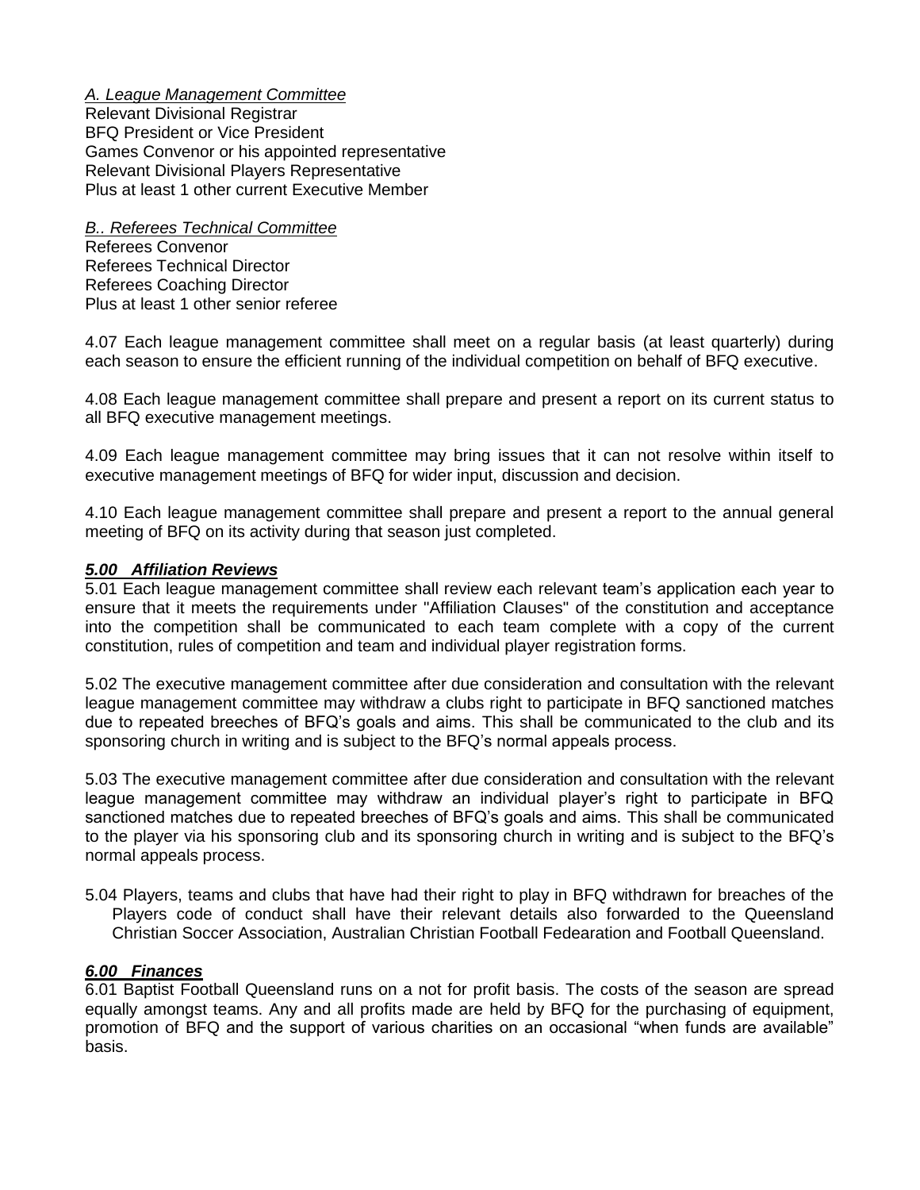*A. League Management Committee*

Relevant Divisional Registrar
BFQ President or Vice President
Games Convenor or his appointed representative
Relevant Divisional Players Representative
Plus at least 1 other current Executive Member

*B.. Referees Technical Committee*

Referees Convenor
Referees Technical Director
Referees Coaching Director
Plus at least 1 other senior referee

4.07 Each league management committee shall meet on a regular basis (at least quarterly) during each season to ensure the efficient running of the individual competition on behalf of BFQ executive.

4.08 Each league management committee shall prepare and present a report on its current status to all BFQ executive management meetings.

4.09 Each league management committee may bring issues that it can not resolve within itself to executive management meetings of BFQ for wider input, discussion and decision.

4.10 Each league management committee shall prepare and present a report to the annual general meeting of BFQ on its activity during that season just completed.

### ***5.00 Affiliation Reviews***

5.01 Each league management committee shall review each relevant team's application each year to ensure that it meets the requirements under "Affiliation Clauses" of the constitution and acceptance into the competition shall be communicated to each team complete with a copy of the current constitution, rules of competition and team and individual player registration forms.

5.02 The executive management committee after due consideration and consultation with the relevant league management committee may withdraw a clubs right to participate in BFQ sanctioned matches due to repeated breeches of BFQ's goals and aims. This shall be communicated to the club and its sponsoring church in writing and is subject to the BFQ's normal appeals process.

5.03 The executive management committee after due consideration and consultation with the relevant league management committee may withdraw an individual player's right to participate in BFQ sanctioned matches due to repeated breeches of BFQ's goals and aims. This shall be communicated to the player via his sponsoring club and its sponsoring church in writing and is subject to the BFQ's normal appeals process.

5.04 Players, teams and clubs that have had their right to play in BFQ withdrawn for breaches of the Players code of conduct shall have their relevant details also forwarded to the Queensland Christian Soccer Association, Australian Christian Football Fedearation and Football Queensland.

### ***6.00 Finances***

6.01 Baptist Football Queensland runs on a not for profit basis. The costs of the season are spread equally amongst teams. Any and all profits made are held by BFQ for the purchasing of equipment, promotion of BFQ and the support of various charities on an occasional "when funds are available" basis.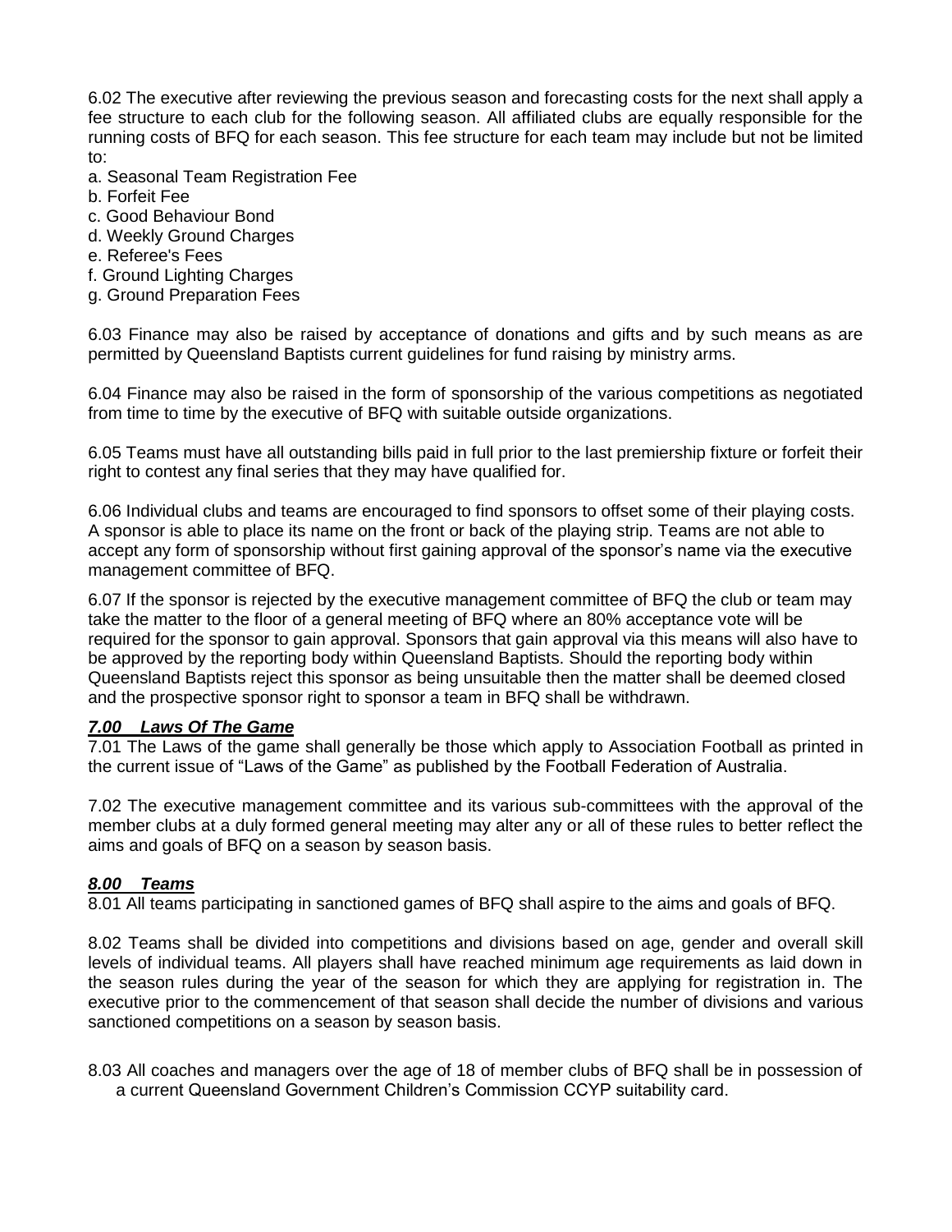6.02 The executive after reviewing the previous season and forecasting costs for the next shall apply a fee structure to each club for the following season. All affiliated clubs are equally responsible for the running costs of BFQ for each season. This fee structure for each team may include but not be limited to:

a. Seasonal Team Registration Fee
b. Forfeit Fee
c. Good Behaviour Bond
d. Weekly Ground Charges
e. Referee's Fees
f. Ground Lighting Charges
g. Ground Preparation Fees

6.03 Finance may also be raised by acceptance of donations and gifts and by such means as are permitted by Queensland Baptists current guidelines for fund raising by ministry arms.

6.04 Finance may also be raised in the form of sponsorship of the various competitions as negotiated from time to time by the executive of BFQ with suitable outside organizations.

6.05 Teams must have all outstanding bills paid in full prior to the last premiership fixture or forfeit their right to contest any final series that they may have qualified for.

6.06 Individual clubs and teams are encouraged to find sponsors to offset some of their playing costs. A sponsor is able to place its name on the front or back of the playing strip. Teams are not able to accept any form of sponsorship without first gaining approval of the sponsor's name via the executive management committee of BFQ.

6.07 If the sponsor is rejected by the executive management committee of BFQ the club or team may take the matter to the floor of a general meeting of BFQ where an 80% acceptance vote will be required for the sponsor to gain approval. Sponsors that gain approval via this means will also have to be approved by the reporting body within Queensland Baptists. Should the reporting body within Queensland Baptists reject this sponsor as being unsuitable then the matter shall be deemed closed and the prospective sponsor right to sponsor a team in BFQ shall be withdrawn.

### ***7.00 Laws Of The Game***

7.01 The Laws of the game shall generally be those which apply to Association Football as printed in the current issue of "Laws of the Game" as published by the Football Federation of Australia.

7.02 The executive management committee and its various sub-committees with the approval of the member clubs at a duly formed general meeting may alter any or all of these rules to better reflect the aims and goals of BFQ on a season by season basis.

### ***8.00 Teams***

8.01 All teams participating in sanctioned games of BFQ shall aspire to the aims and goals of BFQ.

8.02 Teams shall be divided into competitions and divisions based on age, gender and overall skill levels of individual teams. All players shall have reached minimum age requirements as laid down in the season rules during the year of the season for which they are applying for registration in. The executive prior to the commencement of that season shall decide the number of divisions and various sanctioned competitions on a season by season basis.

8.03 All coaches and managers over the age of 18 of member clubs of BFQ shall be in possession of a current Queensland Government Children's Commission CCYP suitability card.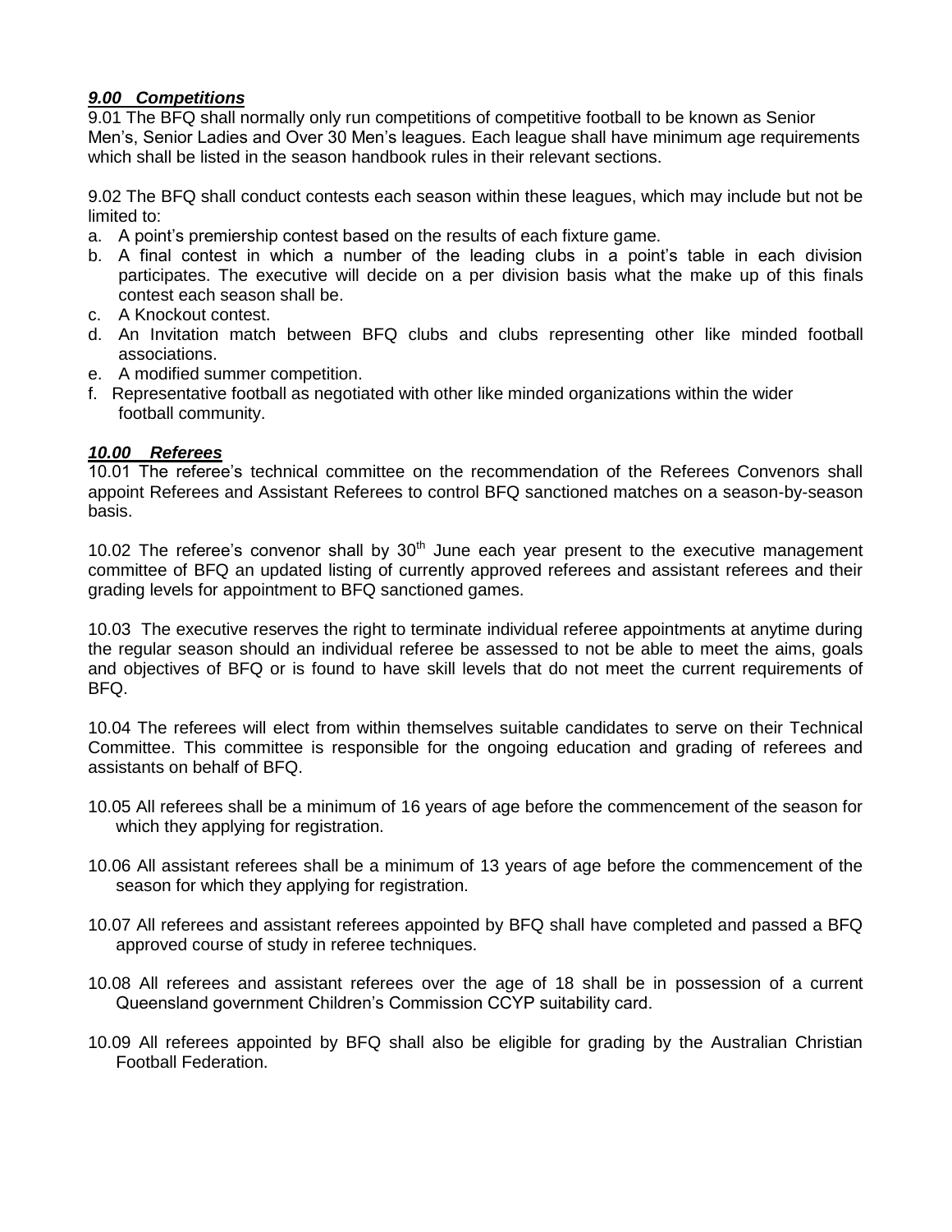## ***9.00 Competitions***

9.01 The BFQ shall normally only run competitions of competitive football to be known as Senior Men's, Senior Ladies and Over 30 Men's leagues. Each league shall have minimum age requirements which shall be listed in the season handbook rules in their relevant sections.

9.02 The BFQ shall conduct contests each season within these leagues, which may include but not be limited to:

a. A point's premiership contest based on the results of each fixture game.
b. A final contest in which a number of the leading clubs in a point's table in each division participates. The executive will decide on a per division basis what the make up of this finals contest each season shall be.
c. A Knockout contest.
d. An Invitation match between BFQ clubs and clubs representing other like minded football associations.
e. A modified summer competition.
f. Representative football as negotiated with other like minded organizations within the wider football community.

## ***10.00 Referees***

10.01 The referee's technical committee on the recommendation of the Referees Convenors shall appoint Referees and Assistant Referees to control BFQ sanctioned matches on a season-by-season basis.

10.02 The referee's convenor shall by 30th June each year present to the executive management committee of BFQ an updated listing of currently approved referees and assistant referees and their grading levels for appointment to BFQ sanctioned games.

10.03 The executive reserves the right to terminate individual referee appointments at anytime during the regular season should an individual referee be assessed to not be able to meet the aims, goals and objectives of BFQ or is found to have skill levels that do not meet the current requirements of BFQ.

10.04 The referees will elect from within themselves suitable candidates to serve on their Technical Committee. This committee is responsible for the ongoing education and grading of referees and assistants on behalf of BFQ.

10.05 All referees shall be a minimum of 16 years of age before the commencement of the season for which they applying for registration.

10.06 All assistant referees shall be a minimum of 13 years of age before the commencement of the season for which they applying for registration.

10.07 All referees and assistant referees appointed by BFQ shall have completed and passed a BFQ approved course of study in referee techniques.

10.08 All referees and assistant referees over the age of 18 shall be in possession of a current Queensland government Children's Commission CCYP suitability card.

10.09 All referees appointed by BFQ shall also be eligible for grading by the Australian Christian Football Federation.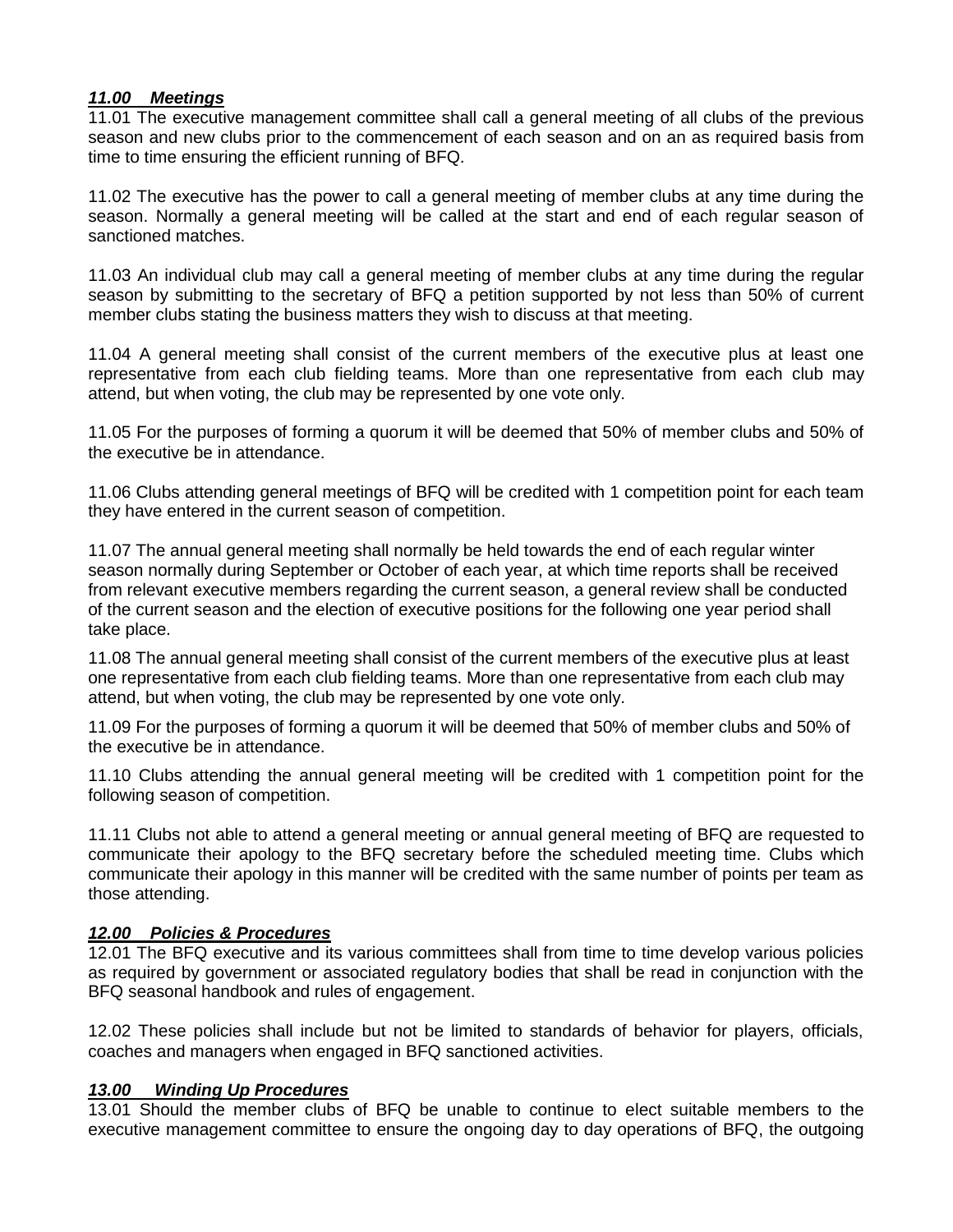***11.00 Meetings***

11.01 The executive management committee shall call a general meeting of all clubs of the previous season and new clubs prior to the commencement of each season and on an as required basis from time to time ensuring the efficient running of BFQ.

11.02 The executive has the power to call a general meeting of member clubs at any time during the season. Normally a general meeting will be called at the start and end of each regular season of sanctioned matches.

11.03 An individual club may call a general meeting of member clubs at any time during the regular season by submitting to the secretary of BFQ a petition supported by not less than 50% of current member clubs stating the business matters they wish to discuss at that meeting.

11.04 A general meeting shall consist of the current members of the executive plus at least one representative from each club fielding teams. More than one representative from each club may attend, but when voting, the club may be represented by one vote only.

11.05 For the purposes of forming a quorum it will be deemed that 50% of member clubs and 50% of the executive be in attendance.

11.06 Clubs attending general meetings of BFQ will be credited with 1 competition point for each team they have entered in the current season of competition.

11.07 The annual general meeting shall normally be held towards the end of each regular winter season normally during September or October of each year, at which time reports shall be received from relevant executive members regarding the current season, a general review shall be conducted of the current season and the election of executive positions for the following one year period shall take place.

11.08 The annual general meeting shall consist of the current members of the executive plus at least one representative from each club fielding teams. More than one representative from each club may attend, but when voting, the club may be represented by one vote only.

11.09 For the purposes of forming a quorum it will be deemed that 50% of member clubs and 50% of the executive be in attendance.

11.10 Clubs attending the annual general meeting will be credited with 1 competition point for the following season of competition.

11.11 Clubs not able to attend a general meeting or annual general meeting of BFQ are requested to communicate their apology to the BFQ secretary before the scheduled meeting time. Clubs which communicate their apology in this manner will be credited with the same number of points per team as those attending.

***12.00 Policies & Procedures***

12.01 The BFQ executive and its various committees shall from time to time develop various policies as required by government or associated regulatory bodies that shall be read in conjunction with the BFQ seasonal handbook and rules of engagement.

12.02 These policies shall include but not be limited to standards of behavior for players, officials, coaches and managers when engaged in BFQ sanctioned activities.

***13.00 Winding Up Procedures***

13.01 Should the member clubs of BFQ be unable to continue to elect suitable members to the executive management committee to ensure the ongoing day to day operations of BFQ, the outgoing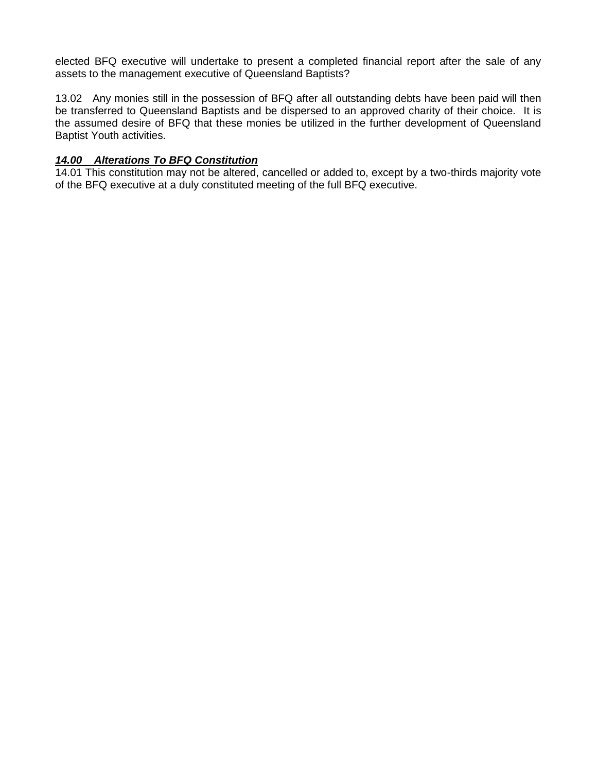elected BFQ executive will undertake to present a completed financial report after the sale of any assets to the management executive of Queensland Baptists?

13.02 Any monies still in the possession of BFQ after all outstanding debts have been paid will then be transferred to Queensland Baptists and be dispersed to an approved charity of their choice. It is the assumed desire of BFQ that these monies be utilized in the further development of Queensland Baptist Youth activities.

### ***14.00 Alterations To BFQ Constitution***

14.01 This constitution may not be altered, cancelled or added to, except by a two-thirds majority vote of the BFQ executive at a duly constituted meeting of the full BFQ executive.